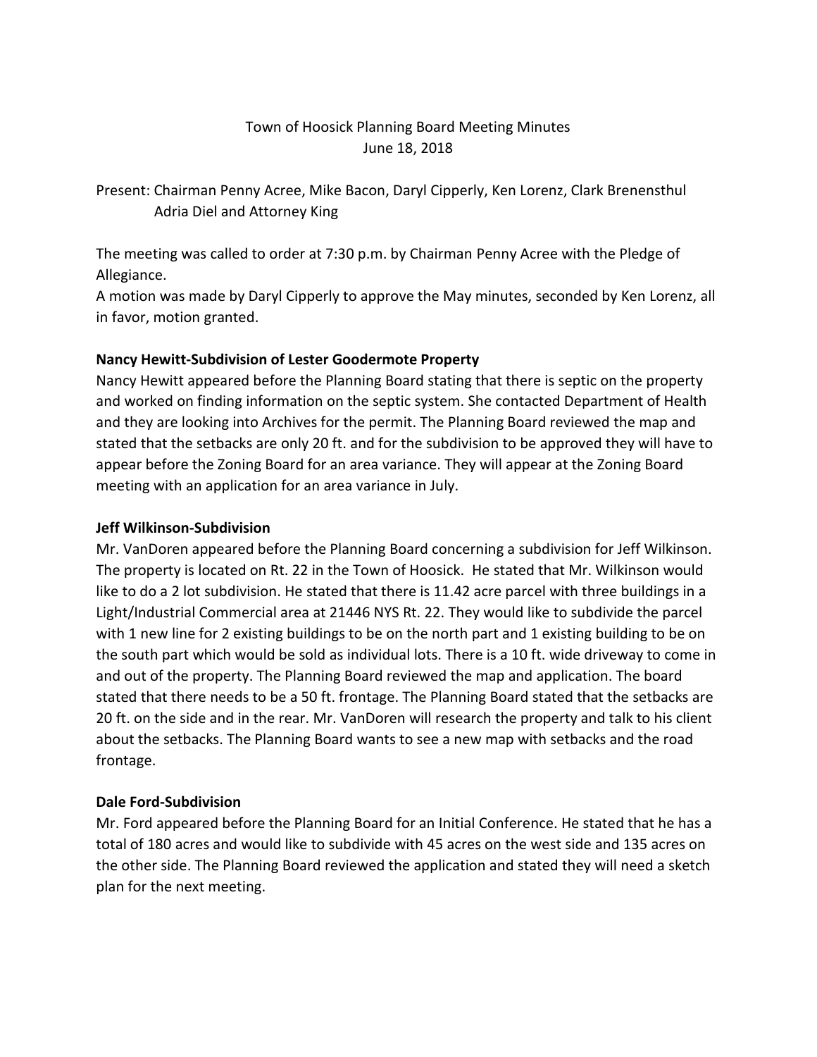Town of Hoosick Planning Board Meeting Minutes
June 18, 2018

Present: Chairman Penny Acree, Mike Bacon, Daryl Cipperly, Ken Lorenz, Clark Brenensthul Adria Diel and Attorney King

The meeting was called to order at 7:30 p.m. by Chairman Penny Acree with the Pledge of Allegiance.
A motion was made by Daryl Cipperly to approve the May minutes, seconded by Ken Lorenz, all in favor, motion granted.

**Nancy Hewitt-Subdivision of Lester Goodermote Property**

Nancy Hewitt appeared before the Planning Board stating that there is septic on the property and worked on finding information on the septic system. She contacted Department of Health and they are looking into Archives for the permit. The Planning Board reviewed the map and stated that the setbacks are only 20 ft. and for the subdivision to be approved they will have to appear before the Zoning Board for an area variance. They will appear at the Zoning Board meeting with an application for an area variance in July.

**Jeff Wilkinson-Subdivision**

Mr. VanDoren appeared before the Planning Board concerning a subdivision for Jeff Wilkinson. The property is located on Rt. 22 in the Town of Hoosick. He stated that Mr. Wilkinson would like to do a 2 lot subdivision. He stated that there is 11.42 acre parcel with three buildings in a Light/Industrial Commercial area at 21446 NYS Rt. 22. They would like to subdivide the parcel with 1 new line for 2 existing buildings to be on the north part and 1 existing building to be on the south part which would be sold as individual lots. There is a 10 ft. wide driveway to come in and out of the property. The Planning Board reviewed the map and application. The board stated that there needs to be a 50 ft. frontage. The Planning Board stated that the setbacks are 20 ft. on the side and in the rear. Mr. VanDoren will research the property and talk to his client about the setbacks. The Planning Board wants to see a new map with setbacks and the road frontage.

**Dale Ford-Subdivision**

Mr. Ford appeared before the Planning Board for an Initial Conference. He stated that he has a total of 180 acres and would like to subdivide with 45 acres on the west side and 135 acres on the other side. The Planning Board reviewed the application and stated they will need a sketch plan for the next meeting.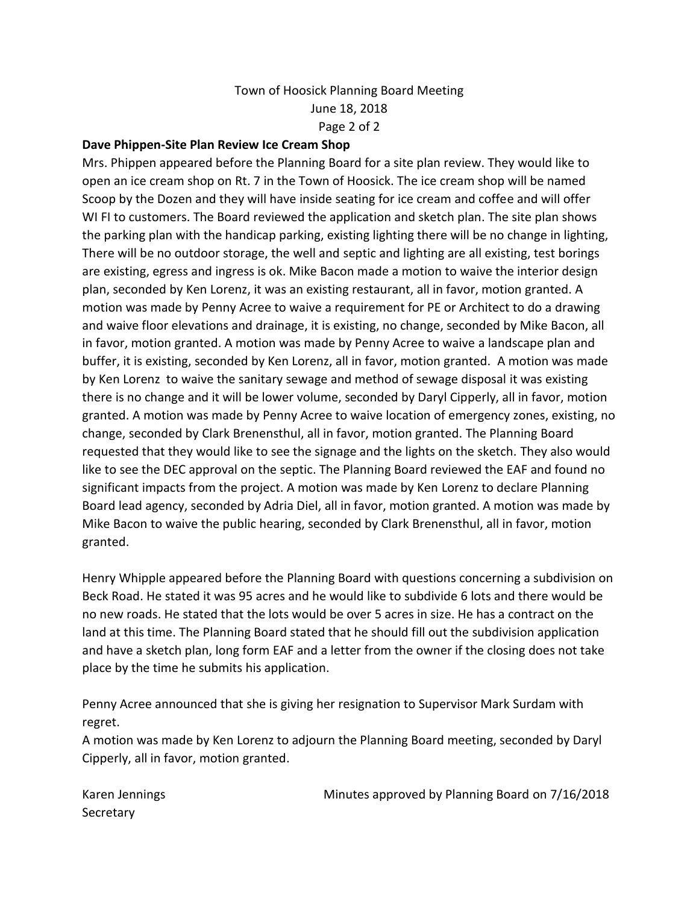Town of Hoosick Planning Board Meeting
June 18, 2018

**Dave Phippen-Site Plan Review Ice Cream Shop**

Mrs. Phippen appeared before the Planning Board for a site plan review. They would like to open an ice cream shop on Rt. 7 in the Town of Hoosick. The ice cream shop will be named Scoop by the Dozen and they will have inside seating for ice cream and coffee and will offer WI FI to customers. The Board reviewed the application and sketch plan. The site plan shows the parking plan with the handicap parking, existing lighting there will be no change in lighting, There will be no outdoor storage, the well and septic and lighting are all existing, test borings are existing, egress and ingress is ok. Mike Bacon made a motion to waive the interior design plan, seconded by Ken Lorenz, it was an existing restaurant, all in favor, motion granted. A motion was made by Penny Acree to waive a requirement for PE or Architect to do a drawing and waive floor elevations and drainage, it is existing, no change, seconded by Mike Bacon, all in favor, motion granted. A motion was made by Penny Acree to waive a landscape plan and buffer, it is existing, seconded by Ken Lorenz, all in favor, motion granted. A motion was made by Ken Lorenz to waive the sanitary sewage and method of sewage disposal it was existing there is no change and it will be lower volume, seconded by Daryl Cipperly, all in favor, motion granted. A motion was made by Penny Acree to waive location of emergency zones, existing, no change, seconded by Clark Brenensthul, all in favor, motion granted. The Planning Board requested that they would like to see the signage and the lights on the sketch. They also would like to see the DEC approval on the septic. The Planning Board reviewed the EAF and found no significant impacts from the project. A motion was made by Ken Lorenz to declare Planning Board lead agency, seconded by Adria Diel, all in favor, motion granted. A motion was made by Mike Bacon to waive the public hearing, seconded by Clark Brenensthul, all in favor, motion granted.

Henry Whipple appeared before the Planning Board with questions concerning a subdivision on Beck Road. He stated it was 95 acres and he would like to subdivide 6 lots and there would be no new roads. He stated that the lots would be over 5 acres in size. He has a contract on the land at this time. The Planning Board stated that he should fill out the subdivision application and have a sketch plan, long form EAF and a letter from the owner if the closing does not take place by the time he submits his application.

Penny Acree announced that she is giving her resignation to Supervisor Mark Surdam with regret.
A motion was made by Ken Lorenz to adjourn the Planning Board meeting, seconded by Daryl Cipperly, all in favor, motion granted.

Karen Jennings
Secretary

Minutes approved by Planning Board on 7/16/2018